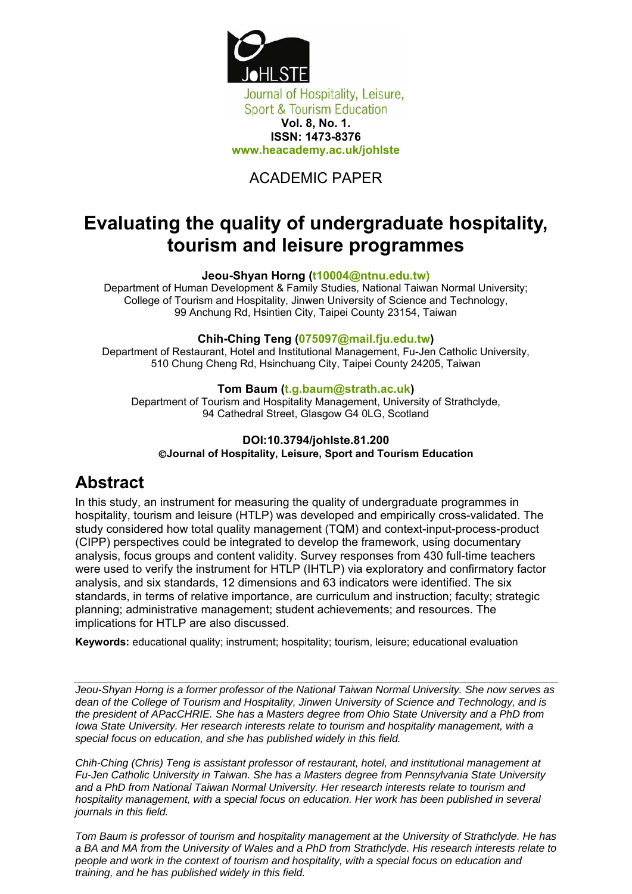JoHLSTE

Journal of Hospitality, Leisure, Sport & Tourism Education

**Vol. 8, No. 1.**
**ISSN: 1473-8376**
**www.heacademy.ac.uk/johlste**

ACADEMIC PAPER

# Evaluating the quality of undergraduate hospitality, tourism and leisure programmes

**Jeou-Shyan Horng (t10004@ntnu.edu.tw)**
Department of Human Development & Family Studies, National Taiwan Normal University; College of Tourism and Hospitality, Jinwen University of Science and Technology, 99 Anchung Rd, Hsintien City, Taipei County 23154, Taiwan

**Chih-Ching Teng (075097@mail.fju.edu.tw)**
Department of Restaurant, Hotel and Institutional Management, Fu-Jen Catholic University, 510 Chung Cheng Rd, Hsinchuang City, Taipei County 24205, Taiwan

**Tom Baum (t.g.baum@strath.ac.uk)**
Department of Tourism and Hospitality Management, University of Strathclyde, 94 Cathedral Street, Glasgow G4 0LG, Scotland

**DOI:10.3794/johlste.81.200**
**©Journal of Hospitality, Leisure, Sport and Tourism Education**

## Abstract

In this study, an instrument for measuring the quality of undergraduate programmes in hospitality, tourism and leisure (HTLP) was developed and empirically cross-validated. The study considered how total quality management (TQM) and context-input-process-product (CIPP) perspectives could be integrated to develop the framework, using documentary analysis, focus groups and content validity. Survey responses from 430 full-time teachers were used to verify the instrument for HTLP (IHTLP) via exploratory and confirmatory factor analysis, and six standards, 12 dimensions and 63 indicators were identified. The six standards, in terms of relative importance, are curriculum and instruction; faculty; strategic planning; administrative management; student achievements; and resources. The implications for HTLP are also discussed.

**Keywords:** educational quality; instrument; hospitality; tourism, leisure; educational evaluation

---

*Jeou-Shyan Horng is a former professor of the National Taiwan Normal University. She now serves as dean of the College of Tourism and Hospitality, Jinwen University of Science and Technology, and is the president of APacCHRIE. She has a Masters degree from Ohio State University and a PhD from Iowa State University. Her research interests relate to tourism and hospitality management, with a special focus on education, and she has published widely in this field.*

*Chih-Ching (Chris) Teng is assistant professor of restaurant, hotel, and institutional management at Fu-Jen Catholic University in Taiwan. She has a Masters degree from Pennsylvania State University and a PhD from National Taiwan Normal University. Her research interests relate to tourism and hospitality management, with a special focus on education. Her work has been published in several journals in this field.*

*Tom Baum is professor of tourism and hospitality management at the University of Strathclyde. He has a BA and MA from the University of Wales and a PhD from Strathclyde. His research interests relate to people and work in the context of tourism and hospitality, with a special focus on education and training, and he has published widely in this field.*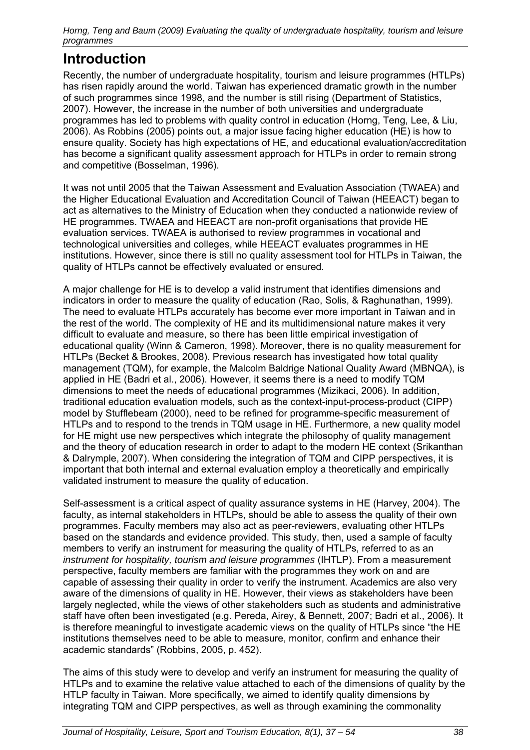# Introduction

Recently, the number of undergraduate hospitality, tourism and leisure programmes (HTLPs) has risen rapidly around the world. Taiwan has experienced dramatic growth in the number of such programmes since 1998, and the number is still rising (Department of Statistics, 2007). However, the increase in the number of both universities and undergraduate programmes has led to problems with quality control in education (Horng, Teng, Lee, & Liu, 2006). As Robbins (2005) points out, a major issue facing higher education (HE) is how to ensure quality. Society has high expectations of HE, and educational evaluation/accreditation has become a significant quality assessment approach for HTLPs in order to remain strong and competitive (Bosselman, 1996).

It was not until 2005 that the Taiwan Assessment and Evaluation Association (TWAEA) and the Higher Educational Evaluation and Accreditation Council of Taiwan (HEEACT) began to act as alternatives to the Ministry of Education when they conducted a nationwide review of HE programmes. TWAEA and HEEACT are non-profit organisations that provide HE evaluation services. TWAEA is authorised to review programmes in vocational and technological universities and colleges, while HEEACT evaluates programmes in HE institutions. However, since there is still no quality assessment tool for HTLPs in Taiwan, the quality of HTLPs cannot be effectively evaluated or ensured.

A major challenge for HE is to develop a valid instrument that identifies dimensions and indicators in order to measure the quality of education (Rao, Solis, & Raghunathan, 1999). The need to evaluate HTLPs accurately has become ever more important in Taiwan and in the rest of the world. The complexity of HE and its multidimensional nature makes it very difficult to evaluate and measure, so there has been little empirical investigation of educational quality (Winn & Cameron, 1998). Moreover, there is no quality measurement for HTLPs (Becket & Brookes, 2008). Previous research has investigated how total quality management (TQM), for example, the Malcolm Baldrige National Quality Award (MBNQA), is applied in HE (Badri et al., 2006). However, it seems there is a need to modify TQM dimensions to meet the needs of educational programmes (Mizikaci, 2006). In addition, traditional education evaluation models, such as the context-input-process-product (CIPP) model by Stufflebeam (2000), need to be refined for programme-specific measurement of HTLPs and to respond to the trends in TQM usage in HE. Furthermore, a new quality model for HE might use new perspectives which integrate the philosophy of quality management and the theory of education research in order to adapt to the modern HE context (Srikanthan & Dalrymple, 2007). When considering the integration of TQM and CIPP perspectives, it is important that both internal and external evaluation employ a theoretically and empirically validated instrument to measure the quality of education.

Self-assessment is a critical aspect of quality assurance systems in HE (Harvey, 2004). The faculty, as internal stakeholders in HTLPs, should be able to assess the quality of their own programmes. Faculty members may also act as peer-reviewers, evaluating other HTLPs based on the standards and evidence provided. This study, then, used a sample of faculty members to verify an instrument for measuring the quality of HTLPs, referred to as an *instrument for hospitality, tourism and leisure programmes* (IHTLP). From a measurement perspective, faculty members are familiar with the programmes they work on and are capable of assessing their quality in order to verify the instrument. Academics are also very aware of the dimensions of quality in HE. However, their views as stakeholders have been largely neglected, while the views of other stakeholders such as students and administrative staff have often been investigated (e.g. Pereda, Airey, & Bennett, 2007; Badri et al., 2006). It is therefore meaningful to investigate academic views on the quality of HTLPs since "the HE institutions themselves need to be able to measure, monitor, confirm and enhance their academic standards" (Robbins, 2005, p. 452).

The aims of this study were to develop and verify an instrument for measuring the quality of HTLPs and to examine the relative value attached to each of the dimensions of quality by the HTLP faculty in Taiwan. More specifically, we aimed to identify quality dimensions by integrating TQM and CIPP perspectives, as well as through examining the commonality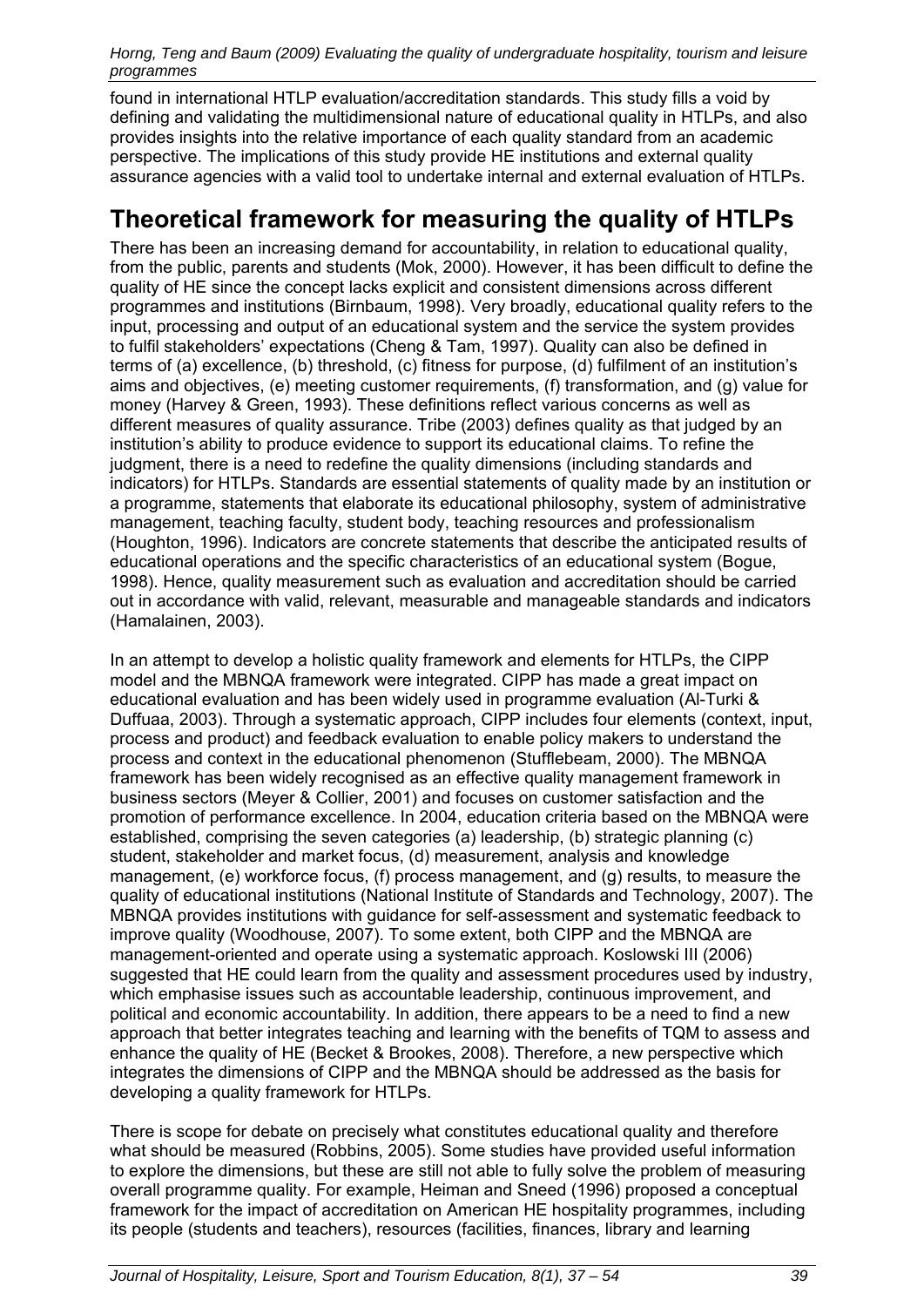found in international HTLP evaluation/accreditation standards. This study fills a void by defining and validating the multidimensional nature of educational quality in HTLPs, and also provides insights into the relative importance of each quality standard from an academic perspective. The implications of this study provide HE institutions and external quality assurance agencies with a valid tool to undertake internal and external evaluation of HTLPs.

## Theoretical framework for measuring the quality of HTLPs

There has been an increasing demand for accountability, in relation to educational quality, from the public, parents and students (Mok, 2000). However, it has been difficult to define the quality of HE since the concept lacks explicit and consistent dimensions across different programmes and institutions (Birnbaum, 1998). Very broadly, educational quality refers to the input, processing and output of an educational system and the service the system provides to fulfil stakeholders' expectations (Cheng & Tam, 1997). Quality can also be defined in terms of (a) excellence, (b) threshold, (c) fitness for purpose, (d) fulfilment of an institution's aims and objectives, (e) meeting customer requirements, (f) transformation, and (g) value for money (Harvey & Green, 1993). These definitions reflect various concerns as well as different measures of quality assurance. Tribe (2003) defines quality as that judged by an institution's ability to produce evidence to support its educational claims. To refine the judgment, there is a need to redefine the quality dimensions (including standards and indicators) for HTLPs. Standards are essential statements of quality made by an institution or a programme, statements that elaborate its educational philosophy, system of administrative management, teaching faculty, student body, teaching resources and professionalism (Houghton, 1996). Indicators are concrete statements that describe the anticipated results of educational operations and the specific characteristics of an educational system (Bogue, 1998). Hence, quality measurement such as evaluation and accreditation should be carried out in accordance with valid, relevant, measurable and manageable standards and indicators (Hamalainen, 2003).

In an attempt to develop a holistic quality framework and elements for HTLPs, the CIPP model and the MBNQA framework were integrated. CIPP has made a great impact on educational evaluation and has been widely used in programme evaluation (Al-Turki & Duffuaa, 2003). Through a systematic approach, CIPP includes four elements (context, input, process and product) and feedback evaluation to enable policy makers to understand the process and context in the educational phenomenon (Stufflebeam, 2000). The MBNQA framework has been widely recognised as an effective quality management framework in business sectors (Meyer & Collier, 2001) and focuses on customer satisfaction and the promotion of performance excellence. In 2004, education criteria based on the MBNQA were established, comprising the seven categories (a) leadership, (b) strategic planning (c) student, stakeholder and market focus, (d) measurement, analysis and knowledge management, (e) workforce focus, (f) process management, and (g) results, to measure the quality of educational institutions (National Institute of Standards and Technology, 2007). The MBNQA provides institutions with guidance for self-assessment and systematic feedback to improve quality (Woodhouse, 2007). To some extent, both CIPP and the MBNQA are management-oriented and operate using a systematic approach. Koslowski III (2006) suggested that HE could learn from the quality and assessment procedures used by industry, which emphasise issues such as accountable leadership, continuous improvement, and political and economic accountability. In addition, there appears to be a need to find a new approach that better integrates teaching and learning with the benefits of TQM to assess and enhance the quality of HE (Becket & Brookes, 2008). Therefore, a new perspective which integrates the dimensions of CIPP and the MBNQA should be addressed as the basis for developing a quality framework for HTLPs.

There is scope for debate on precisely what constitutes educational quality and therefore what should be measured (Robbins, 2005). Some studies have provided useful information to explore the dimensions, but these are still not able to fully solve the problem of measuring overall programme quality. For example, Heiman and Sneed (1996) proposed a conceptual framework for the impact of accreditation on American HE hospitality programmes, including its people (students and teachers), resources (facilities, finances, library and learning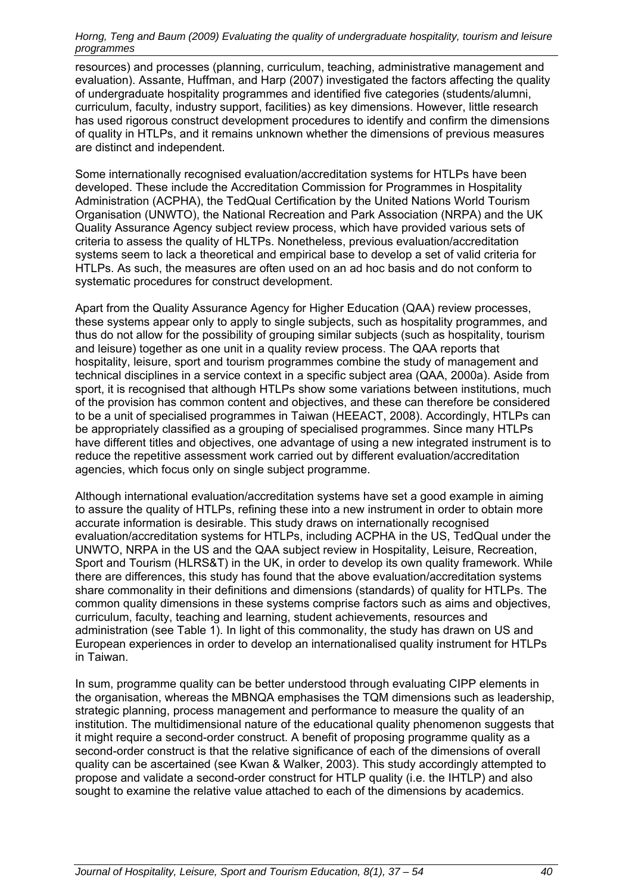resources) and processes (planning, curriculum, teaching, administrative management and evaluation). Assante, Huffman, and Harp (2007) investigated the factors affecting the quality of undergraduate hospitality programmes and identified five categories (students/alumni, curriculum, faculty, industry support, facilities) as key dimensions. However, little research has used rigorous construct development procedures to identify and confirm the dimensions of quality in HTLPs, and it remains unknown whether the dimensions of previous measures are distinct and independent.

Some internationally recognised evaluation/accreditation systems for HTLPs have been developed. These include the Accreditation Commission for Programmes in Hospitality Administration (ACPHA), the TedQual Certification by the United Nations World Tourism Organisation (UNWTO), the National Recreation and Park Association (NRPA) and the UK Quality Assurance Agency subject review process, which have provided various sets of criteria to assess the quality of HLTPs. Nonetheless, previous evaluation/accreditation systems seem to lack a theoretical and empirical base to develop a set of valid criteria for HTLPs. As such, the measures are often used on an ad hoc basis and do not conform to systematic procedures for construct development.

Apart from the Quality Assurance Agency for Higher Education (QAA) review processes, these systems appear only to apply to single subjects, such as hospitality programmes, and thus do not allow for the possibility of grouping similar subjects (such as hospitality, tourism and leisure) together as one unit in a quality review process. The QAA reports that hospitality, leisure, sport and tourism programmes combine the study of management and technical disciplines in a service context in a specific subject area (QAA, 2000a). Aside from sport, it is recognised that although HTLPs show some variations between institutions, much of the provision has common content and objectives, and these can therefore be considered to be a unit of specialised programmes in Taiwan (HEEACT, 2008). Accordingly, HTLPs can be appropriately classified as a grouping of specialised programmes. Since many HTLPs have different titles and objectives, one advantage of using a new integrated instrument is to reduce the repetitive assessment work carried out by different evaluation/accreditation agencies, which focus only on single subject programme.

Although international evaluation/accreditation systems have set a good example in aiming to assure the quality of HTLPs, refining these into a new instrument in order to obtain more accurate information is desirable. This study draws on internationally recognised evaluation/accreditation systems for HTLPs, including ACPHA in the US, TedQual under the UNWTO, NRPA in the US and the QAA subject review in Hospitality, Leisure, Recreation, Sport and Tourism (HLRS&T) in the UK, in order to develop its own quality framework. While there are differences, this study has found that the above evaluation/accreditation systems share commonality in their definitions and dimensions (standards) of quality for HTLPs. The common quality dimensions in these systems comprise factors such as aims and objectives, curriculum, faculty, teaching and learning, student achievements, resources and administration (see Table 1). In light of this commonality, the study has drawn on US and European experiences in order to develop an internationalised quality instrument for HTLPs in Taiwan.

In sum, programme quality can be better understood through evaluating CIPP elements in the organisation, whereas the MBNQA emphasises the TQM dimensions such as leadership, strategic planning, process management and performance to measure the quality of an institution. The multidimensional nature of the educational quality phenomenon suggests that it might require a second-order construct. A benefit of proposing programme quality as a second-order construct is that the relative significance of each of the dimensions of overall quality can be ascertained (see Kwan & Walker, 2003). This study accordingly attempted to propose and validate a second-order construct for HTLP quality (i.e. the IHTLP) and also sought to examine the relative value attached to each of the dimensions by academics.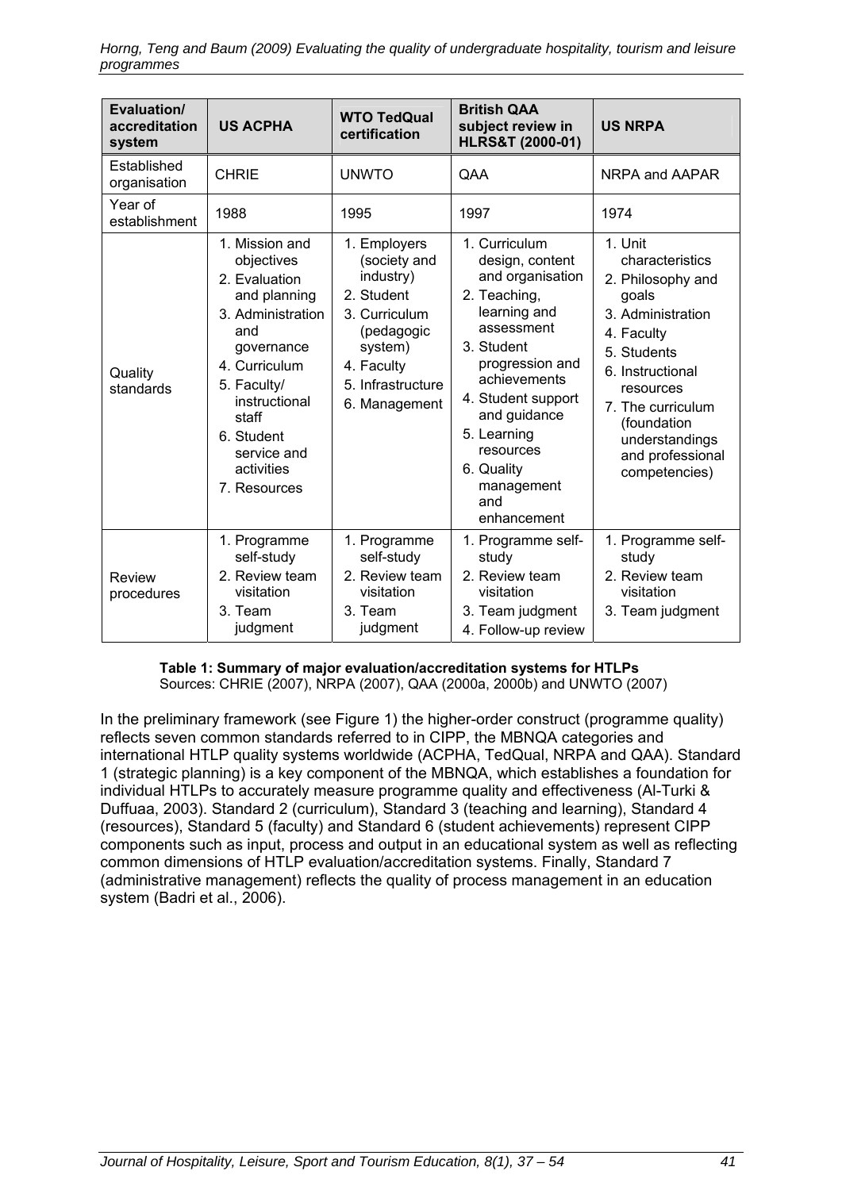| Evaluation/ accreditation system | US ACPHA | WTO TedQual certification | British QAA subject review in HLRS&T (2000-01) | US NRPA |
|---|---|---|---|---|
| Established organisation | CHRIE | UNWTO | QAA | NRPA and AAPAR |
| Year of establishment | 1988 | 1995 | 1997 | 1974 |
| Quality standards | 1. Mission and objectives<br>2. Evaluation and planning<br>3. Administration and governance<br>4. Curriculum<br>5. Faculty/ instructional staff<br>6. Student service and activities<br>7. Resources | 1. Employers (society and industry)<br>2. Student<br>3. Curriculum (pedagogic system)<br>4. Faculty<br>5. Infrastructure<br>6. Management | 1. Curriculum design, content and organisation<br>2. Teaching, learning and assessment<br>3. Student progression and achievements<br>4. Student support and guidance<br>5. Learning resources<br>6. Quality management and enhancement | 1. Unit characteristics<br>2. Philosophy and goals<br>3. Administration<br>4. Faculty<br>5. Students<br>6. Instructional resources<br>7. The curriculum (foundation understandings and professional competencies) |
| Review procedures | 1. Programme self-study<br>2. Review team visitation<br>3. Team judgment | 1. Programme self-study<br>2. Review team visitation<br>3. Team judgment | 1. Programme self-study<br>2. Review team visitation<br>3. Team judgment<br>4. Follow-up review | 1. Programme self-study<br>2. Review team visitation<br>3. Team judgment |

**Table 1: Summary of major evaluation/accreditation systems for HTLPs**
Sources: CHRIE (2007), NRPA (2007), QAA (2000a, 2000b) and UNWTO (2007)

In the preliminary framework (see Figure 1) the higher-order construct (programme quality) reflects seven common standards referred to in CIPP, the MBNQA categories and international HTLP quality systems worldwide (ACPHA, TedQual, NRPA and QAA). Standard 1 (strategic planning) is a key component of the MBNQA, which establishes a foundation for individual HTLPs to accurately measure programme quality and effectiveness (Al-Turki & Duffuaa, 2003). Standard 2 (curriculum), Standard 3 (teaching and learning), Standard 4 (resources), Standard 5 (faculty) and Standard 6 (student achievements) represent CIPP components such as input, process and output in an educational system as well as reflecting common dimensions of HTLP evaluation/accreditation systems. Finally, Standard 7 (administrative management) reflects the quality of process management in an education system (Badri et al., 2006).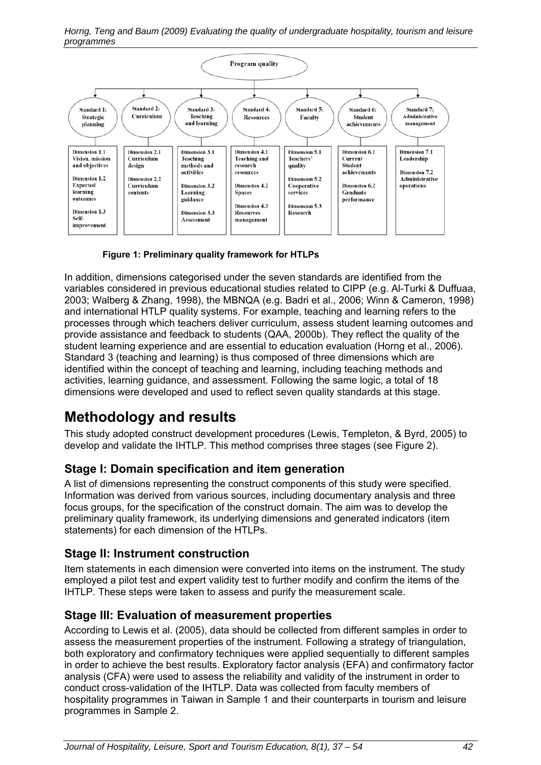Program quality

| Standard 1: Strategic planning | Standard 2: Curriculum | Standard 3: Teaching and learning | Standard 4: Resources | Standard 5: Faculty | Standard 6: Student achievements | Standard 7: Administrative management |
|---|---|---|---|---|---|---|
| Dimension 1.1 Vision, mission and objectives | Dimension 2.1 Curriculum design | Dimension 3.1 Teaching methods and activities | Dimension 4.1 Teaching and research resources | Dimension 5.1 Teachers' quality | Dimension 6.1 Current Student achievements | Dimension 7.1 Leadership |
| Dimension 1.2 Expected learning outcomes | Dimension 2.2 Curriculum contents | Dimension 3.2 Learning guidance | Dimension 4.2 Spaces | Dimension 5.2 Cooperative services | Dimension 6.2 Graduate performance | Dimension 7.2 Administrative operations |
| Dimension 1.3 Self-improvement | | Dimension 3.3 Assessment | Dimension 4.3 Resources management | Dimension 5.3 Research | | |

**Figure 1: Preliminary quality framework for HTLPs**

In addition, dimensions categorised under the seven standards are identified from the variables considered in previous educational studies related to CIPP (e.g. Al-Turki & Duffuaa, 2003; Walberg & Zhang, 1998), the MBNQA (e.g. Badri et al., 2006; Winn & Cameron, 1998) and international HTLP quality systems. For example, teaching and learning refers to the processes through which teachers deliver curriculum, assess student learning outcomes and provide assistance and feedback to students (QAA, 2000b). They reflect the quality of the student learning experience and are essential to education evaluation (Horng et al., 2006). Standard 3 (teaching and learning) is thus composed of three dimensions which are identified within the concept of teaching and learning, including teaching methods and activities, learning guidance, and assessment. Following the same logic, a total of 18 dimensions were developed and used to reflect seven quality standards at this stage.

# Methodology and results

This study adopted construct development procedures (Lewis, Templeton, & Byrd, 2005) to develop and validate the IHTLP. This method comprises three stages (see Figure 2).

## Stage I: Domain specification and item generation

A list of dimensions representing the construct components of this study were specified. Information was derived from various sources, including documentary analysis and three focus groups, for the specification of the construct domain. The aim was to develop the preliminary quality framework, its underlying dimensions and generated indicators (item statements) for each dimension of the HTLPs.

## Stage II: Instrument construction

Item statements in each dimension were converted into items on the instrument. The study employed a pilot test and expert validity test to further modify and confirm the items of the IHTLP. These steps were taken to assess and purify the measurement scale.

## Stage III: Evaluation of measurement properties

According to Lewis et al. (2005), data should be collected from different samples in order to assess the measurement properties of the instrument. Following a strategy of triangulation, both exploratory and confirmatory techniques were applied sequentially to different samples in order to achieve the best results. Exploratory factor analysis (EFA) and confirmatory factor analysis (CFA) were used to assess the reliability and validity of the instrument in order to conduct cross-validation of the IHTLP. Data was collected from faculty members of hospitality programmes in Taiwan in Sample 1 and their counterparts in tourism and leisure programmes in Sample 2.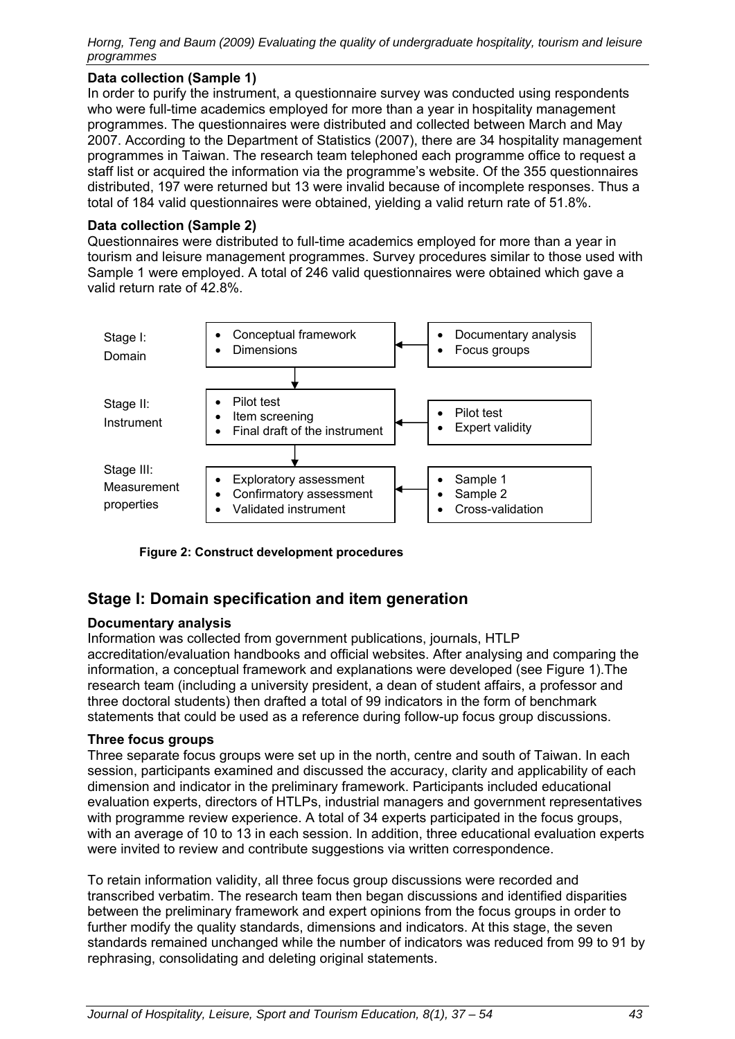**Data collection (Sample 1)**

In order to purify the instrument, a questionnaire survey was conducted using respondents who were full-time academics employed for more than a year in hospitality management programmes. The questionnaires were distributed and collected between March and May 2007. According to the Department of Statistics (2007), there are 34 hospitality management programmes in Taiwan. The research team telephoned each programme office to request a staff list or acquired the information via the programme's website. Of the 355 questionnaires distributed, 197 were returned but 13 were invalid because of incomplete responses. Thus a total of 184 valid questionnaires were obtained, yielding a valid return rate of 51.8%.

**Data collection (Sample 2)**

Questionnaires were distributed to full-time academics employed for more than a year in tourism and leisure management programmes. Survey procedures similar to those used with Sample 1 were employed. A total of 246 valid questionnaires were obtained which gave a valid return rate of 42.8%.

| Stage | Process | Input |
|---|---|---|
| Stage I: Domain | • Conceptual framework<br>• Dimensions | • Documentary analysis<br>• Focus groups |
| Stage II: Instrument | • Pilot test<br>• Item screening<br>• Final draft of the instrument | • Pilot test<br>• Expert validity |
| Stage III: Measurement properties | • Exploratory assessment<br>• Confirmatory assessment<br>• Validated instrument | • Sample 1<br>• Sample 2<br>• Cross-validation |

**Figure 2: Construct development procedures**

## Stage I: Domain specification and item generation

**Documentary analysis**

Information was collected from government publications, journals, HTLP accreditation/evaluation handbooks and official websites. After analysing and comparing the information, a conceptual framework and explanations were developed (see Figure 1).The research team (including a university president, a dean of student affairs, a professor and three doctoral students) then drafted a total of 99 indicators in the form of benchmark statements that could be used as a reference during follow-up focus group discussions.

**Three focus groups**

Three separate focus groups were set up in the north, centre and south of Taiwan. In each session, participants examined and discussed the accuracy, clarity and applicability of each dimension and indicator in the preliminary framework. Participants included educational evaluation experts, directors of HTLPs, industrial managers and government representatives with programme review experience. A total of 34 experts participated in the focus groups, with an average of 10 to 13 in each session. In addition, three educational evaluation experts were invited to review and contribute suggestions via written correspondence.

To retain information validity, all three focus group discussions were recorded and transcribed verbatim. The research team then began discussions and identified disparities between the preliminary framework and expert opinions from the focus groups in order to further modify the quality standards, dimensions and indicators. At this stage, the seven standards remained unchanged while the number of indicators was reduced from 99 to 91 by rephrasing, consolidating and deleting original statements.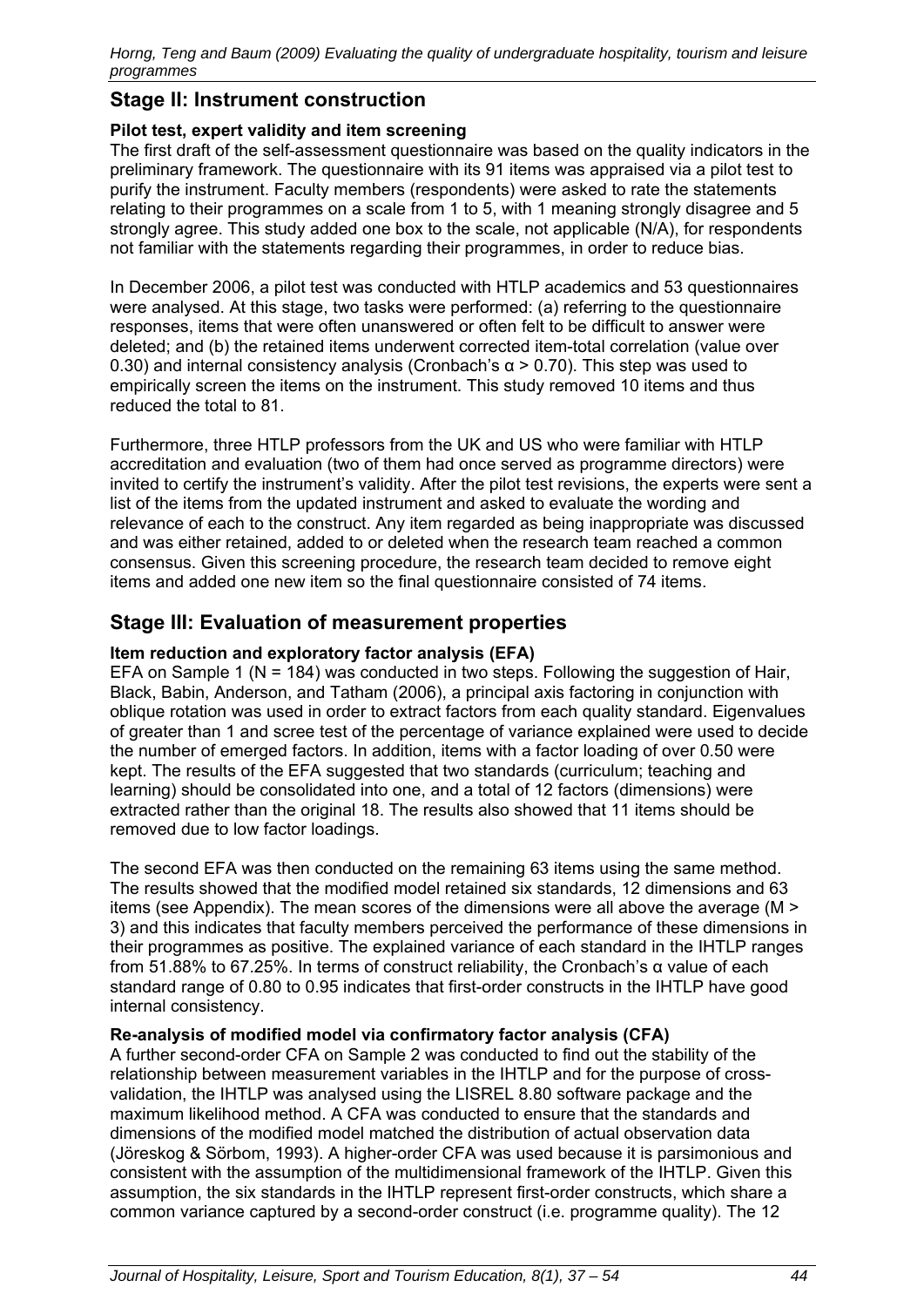## Stage II: Instrument construction

### Pilot test, expert validity and item screening

The first draft of the self-assessment questionnaire was based on the quality indicators in the preliminary framework. The questionnaire with its 91 items was appraised via a pilot test to purify the instrument. Faculty members (respondents) were asked to rate the statements relating to their programmes on a scale from 1 to 5, with 1 meaning strongly disagree and 5 strongly agree. This study added one box to the scale, not applicable (N/A), for respondents not familiar with the statements regarding their programmes, in order to reduce bias.

In December 2006, a pilot test was conducted with HTLP academics and 53 questionnaires were analysed. At this stage, two tasks were performed: (a) referring to the questionnaire responses, items that were often unanswered or often felt to be difficult to answer were deleted; and (b) the retained items underwent corrected item-total correlation (value over 0.30) and internal consistency analysis (Cronbach's $\alpha > 0.70$). This step was used to empirically screen the items on the instrument. This study removed 10 items and thus reduced the total to 81.

Furthermore, three HTLP professors from the UK and US who were familiar with HTLP accreditation and evaluation (two of them had once served as programme directors) were invited to certify the instrument's validity. After the pilot test revisions, the experts were sent a list of the items from the updated instrument and asked to evaluate the wording and relevance of each to the construct. Any item regarded as being inappropriate was discussed and was either retained, added to or deleted when the research team reached a common consensus. Given this screening procedure, the research team decided to remove eight items and added one new item so the final questionnaire consisted of 74 items.

## Stage III: Evaluation of measurement properties

### Item reduction and exploratory factor analysis (EFA)

EFA on Sample 1 (N = 184) was conducted in two steps. Following the suggestion of Hair, Black, Babin, Anderson, and Tatham (2006), a principal axis factoring in conjunction with oblique rotation was used in order to extract factors from each quality standard. Eigenvalues of greater than 1 and scree test of the percentage of variance explained were used to decide the number of emerged factors. In addition, items with a factor loading of over 0.50 were kept. The results of the EFA suggested that two standards (curriculum; teaching and learning) should be consolidated into one, and a total of 12 factors (dimensions) were extracted rather than the original 18. The results also showed that 11 items should be removed due to low factor loadings.

The second EFA was then conducted on the remaining 63 items using the same method. The results showed that the modified model retained six standards, 12 dimensions and 63 items (see Appendix). The mean scores of the dimensions were all above the average ($M > 3$) and this indicates that faculty members perceived the performance of these dimensions in their programmes as positive. The explained variance of each standard in the IHTLP ranges from 51.88% to 67.25%. In terms of construct reliability, the Cronbach's α value of each standard range of 0.80 to 0.95 indicates that first-order constructs in the IHTLP have good internal consistency.

### Re-analysis of modified model via confirmatory factor analysis (CFA)

A further second-order CFA on Sample 2 was conducted to find out the stability of the relationship between measurement variables in the IHTLP and for the purpose of cross-validation, the IHTLP was analysed using the LISREL 8.80 software package and the maximum likelihood method. A CFA was conducted to ensure that the standards and dimensions of the modified model matched the distribution of actual observation data (Jöreskog & Sörbom, 1993). A higher-order CFA was used because it is parsimonious and consistent with the assumption of the multidimensional framework of the IHTLP. Given this assumption, the six standards in the IHTLP represent first-order constructs, which share a common variance captured by a second-order construct (i.e. programme quality). The 12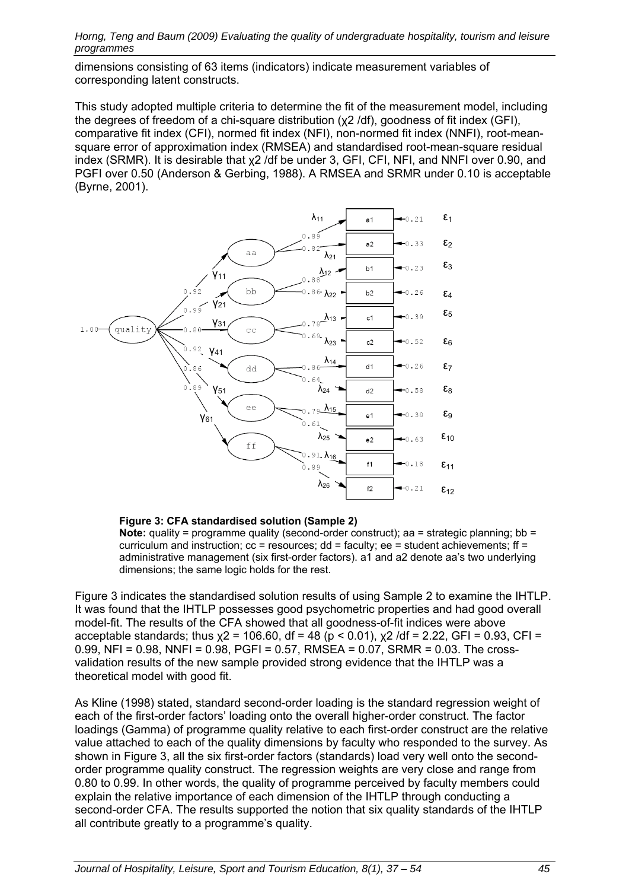dimensions consisting of 63 items (indicators) indicate measurement variables of corresponding latent constructs.

This study adopted multiple criteria to determine the fit of the measurement model, including the degrees of freedom of a chi-square distribution ($\chi^2$ /df), goodness of fit index (GFI), comparative fit index (CFI), normed fit index (NFI), non-normed fit index (NNFI), root-mean-square error of approximation index (RMSEA) and standardised root-mean-square residual index (SRMR). It is desirable that $\chi^2$ /df be under 3, GFI, CFI, NFI, and NNFI over 0.90, and PGFI over 0.50 (Anderson & Gerbing, 1988). A RMSEA and SRMR under 0.10 is acceptable (Byrne, 2001).

**Figure 3: CFA standardised solution (Sample 2)**

**Note:** quality = programme quality (second-order construct); aa = strategic planning; bb = curriculum and instruction; cc = resources; dd = faculty; ee = student achievements; ff = administrative management (six first-order factors). a1 and a2 denote aa's two underlying dimensions; the same logic holds for the rest.

Figure 3 indicates the standardised solution results of using Sample 2 to examine the IHTLP. It was found that the IHTLP possesses good psychometric properties and had good overall model-fit. The results of the CFA showed that all goodness-of-fit indices were above acceptable standards; thus $\chi^2 = 106.60$, df = 48 ($p < 0.01$), $\chi^2$ /df = 2.22, GFI = 0.93, CFI = 0.99, NFI = 0.98, NNFI = 0.98, PGFI = 0.57, RMSEA = 0.07, SRMR = 0.03. The cross-validation results of the new sample provided strong evidence that the IHTLP was a theoretical model with good fit.

As Kline (1998) stated, standard second-order loading is the standard regression weight of each of the first-order factors' loading onto the overall higher-order construct. The factor loadings (Gamma) of programme quality relative to each first-order construct are the relative value attached to each of the quality dimensions by faculty who responded to the survey. As shown in Figure 3, all the six first-order factors (standards) load very well onto the second-order programme quality construct. The regression weights are very close and range from 0.80 to 0.99. In other words, the quality of programme perceived by faculty members could explain the relative importance of each dimension of the IHTLP through conducting a second-order CFA. The results supported the notion that six quality standards of the IHTLP all contribute greatly to a programme's quality.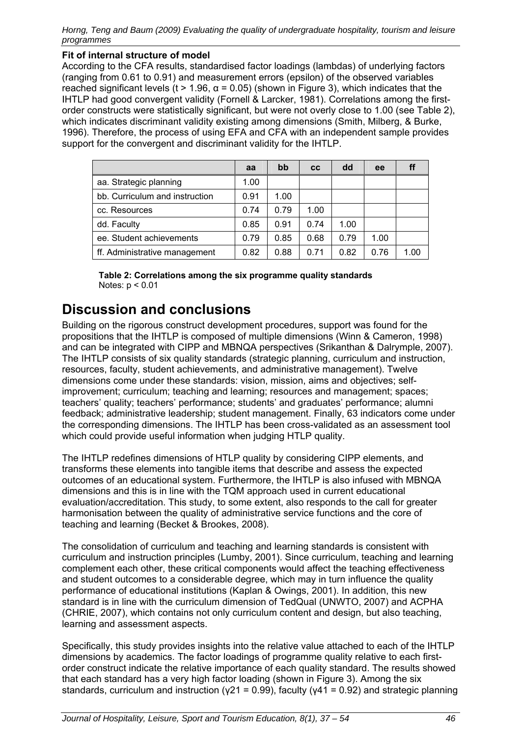**Fit of internal structure of model**

According to the CFA results, standardised factor loadings (lambdas) of underlying factors (ranging from 0.61 to 0.91) and measurement errors (epsilon) of the observed variables reached significant levels ($t > 1.96$, $\alpha = 0.05$) (shown in Figure 3), which indicates that the IHTLP had good convergent validity (Fornell & Larcker, 1981). Correlations among the first-order constructs were statistically significant, but were not overly close to 1.00 (see Table 2), which indicates discriminant validity existing among dimensions (Smith, Milberg, & Burke, 1996). Therefore, the process of using EFA and CFA with an independent sample provides support for the convergent and discriminant validity for the IHTLP.

| | aa | bb | cc | dd | ee | ff |
|---|---|---|---|---|---|---|
| aa. Strategic planning | 1.00 | | | | | |
| bb. Curriculum and instruction | 0.91 | 1.00 | | | | |
| cc. Resources | 0.74 | 0.79 | 1.00 | | | |
| dd. Faculty | 0.85 | 0.91 | 0.74 | 1.00 | | |
| ee. Student achievements | 0.79 | 0.85 | 0.68 | 0.79 | 1.00 | |
| ff. Administrative management | 0.82 | 0.88 | 0.71 | 0.82 | 0.76 | 1.00 |

**Table 2: Correlations among the six programme quality standards**
Notes: $p < 0.01$

# Discussion and conclusions

Building on the rigorous construct development procedures, support was found for the propositions that the IHTLP is composed of multiple dimensions (Winn & Cameron, 1998) and can be integrated with CIPP and MBNQA perspectives (Srikanthan & Dalrymple, 2007). The IHTLP consists of six quality standards (strategic planning, curriculum and instruction, resources, faculty, student achievements, and administrative management). Twelve dimensions come under these standards: vision, mission, aims and objectives; self-improvement; curriculum; teaching and learning; resources and management; spaces; teachers' quality; teachers' performance; students' and graduates' performance; alumni feedback; administrative leadership; student management. Finally, 63 indicators come under the corresponding dimensions. The IHTLP has been cross-validated as an assessment tool which could provide useful information when judging HTLP quality.

The IHTLP redefines dimensions of HTLP quality by considering CIPP elements, and transforms these elements into tangible items that describe and assess the expected outcomes of an educational system. Furthermore, the IHTLP is also infused with MBNQA dimensions and this is in line with the TQM approach used in current educational evaluation/accreditation. This study, to some extent, also responds to the call for greater harmonisation between the quality of administrative service functions and the core of teaching and learning (Becket & Brookes, 2008).

The consolidation of curriculum and teaching and learning standards is consistent with curriculum and instruction principles (Lumby, 2001). Since curriculum, teaching and learning complement each other, these critical components would affect the teaching effectiveness and student outcomes to a considerable degree, which may in turn influence the quality performance of educational institutions (Kaplan & Owings, 2001). In addition, this new standard is in line with the curriculum dimension of TedQual (UNWTO, 2007) and ACPHA (CHRIE, 2007), which contains not only curriculum content and design, but also teaching, learning and assessment aspects.

Specifically, this study provides insights into the relative value attached to each of the IHTLP dimensions by academics. The factor loadings of programme quality relative to each first-order construct indicate the relative importance of each quality standard. The results showed that each standard has a very high factor loading (shown in Figure 3). Among the six standards, curriculum and instruction ($\gamma_{21} = 0.99$), faculty ($\gamma_{41} = 0.92$) and strategic planning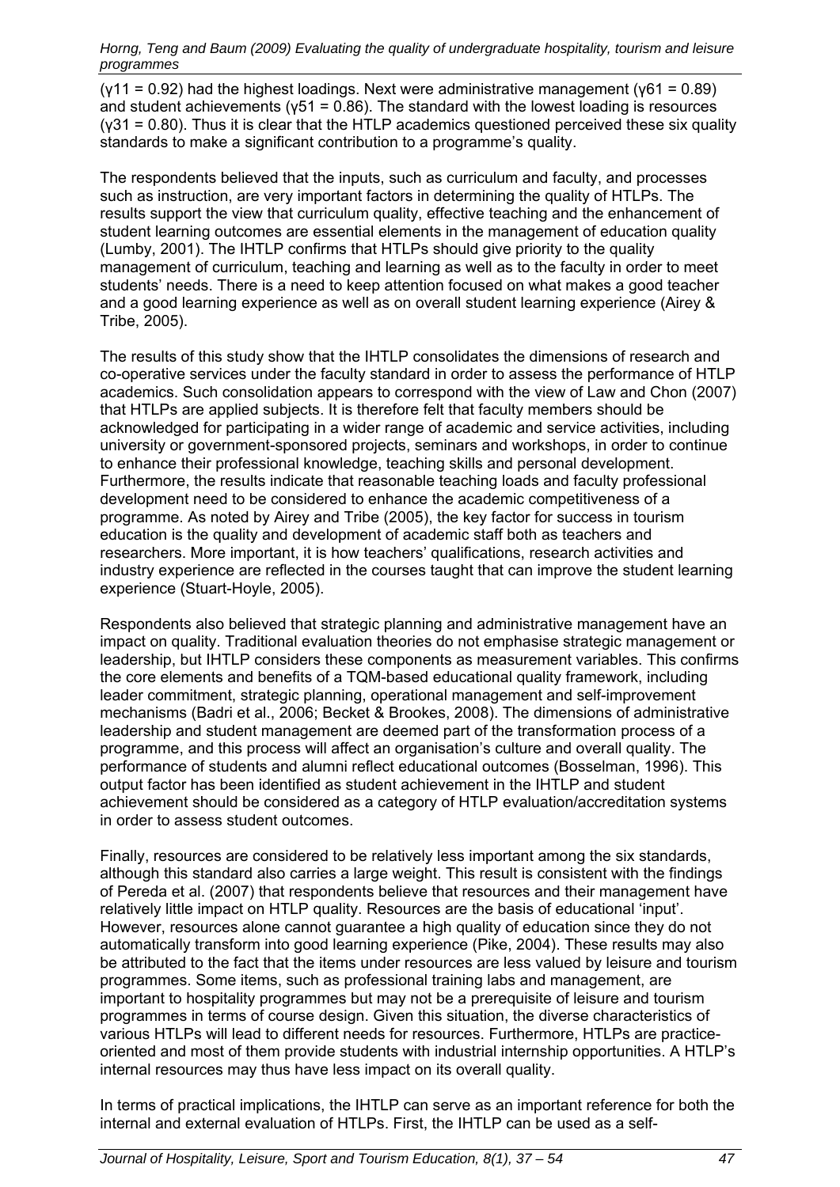($\gamma_{11} = 0.92$) had the highest loadings. Next were administrative management ($\gamma_{61} = 0.89$) and student achievements ($\gamma_{51} = 0.86$). The standard with the lowest loading is resources ($\gamma_{31} = 0.80$). Thus it is clear that the HTLP academics questioned perceived these six quality standards to make a significant contribution to a programme's quality.

The respondents believed that the inputs, such as curriculum and faculty, and processes such as instruction, are very important factors in determining the quality of HTLPs. The results support the view that curriculum quality, effective teaching and the enhancement of student learning outcomes are essential elements in the management of education quality (Lumby, 2001). The IHTLP confirms that HTLPs should give priority to the quality management of curriculum, teaching and learning as well as to the faculty in order to meet students' needs. There is a need to keep attention focused on what makes a good teacher and a good learning experience as well as on overall student learning experience (Airey & Tribe, 2005).

The results of this study show that the IHTLP consolidates the dimensions of research and co-operative services under the faculty standard in order to assess the performance of HTLP academics. Such consolidation appears to correspond with the view of Law and Chon (2007) that HTLPs are applied subjects. It is therefore felt that faculty members should be acknowledged for participating in a wider range of academic and service activities, including university or government-sponsored projects, seminars and workshops, in order to continue to enhance their professional knowledge, teaching skills and personal development. Furthermore, the results indicate that reasonable teaching loads and faculty professional development need to be considered to enhance the academic competitiveness of a programme. As noted by Airey and Tribe (2005), the key factor for success in tourism education is the quality and development of academic staff both as teachers and researchers. More important, it is how teachers' qualifications, research activities and industry experience are reflected in the courses taught that can improve the student learning experience (Stuart-Hoyle, 2005).

Respondents also believed that strategic planning and administrative management have an impact on quality. Traditional evaluation theories do not emphasise strategic management or leadership, but IHTLP considers these components as measurement variables. This confirms the core elements and benefits of a TQM-based educational quality framework, including leader commitment, strategic planning, operational management and self-improvement mechanisms (Badri et al., 2006; Becket & Brookes, 2008). The dimensions of administrative leadership and student management are deemed part of the transformation process of a programme, and this process will affect an organisation's culture and overall quality. The performance of students and alumni reflect educational outcomes (Bosselman, 1996). This output factor has been identified as student achievement in the IHTLP and student achievement should be considered as a category of HTLP evaluation/accreditation systems in order to assess student outcomes.

Finally, resources are considered to be relatively less important among the six standards, although this standard also carries a large weight. This result is consistent with the findings of Pereda et al. (2007) that respondents believe that resources and their management have relatively little impact on HTLP quality. Resources are the basis of educational 'input'. However, resources alone cannot guarantee a high quality of education since they do not automatically transform into good learning experience (Pike, 2004). These results may also be attributed to the fact that the items under resources are less valued by leisure and tourism programmes. Some items, such as professional training labs and management, are important to hospitality programmes but may not be a prerequisite of leisure and tourism programmes in terms of course design. Given this situation, the diverse characteristics of various HTLPs will lead to different needs for resources. Furthermore, HTLPs are practice-oriented and most of them provide students with industrial internship opportunities. A HTLP's internal resources may thus have less impact on its overall quality.

In terms of practical implications, the IHTLP can serve as an important reference for both the internal and external evaluation of HTLPs. First, the IHTLP can be used as a self-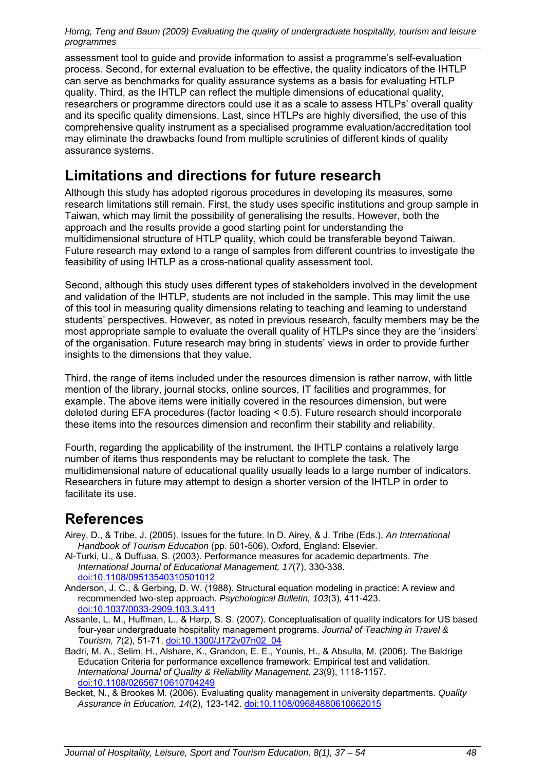assessment tool to guide and provide information to assist a programme's self-evaluation process. Second, for external evaluation to be effective, the quality indicators of the IHTLP can serve as benchmarks for quality assurance systems as a basis for evaluating HTLP quality. Third, as the IHTLP can reflect the multiple dimensions of educational quality, researchers or programme directors could use it as a scale to assess HTLPs' overall quality and its specific quality dimensions. Last, since HTLPs are highly diversified, the use of this comprehensive quality instrument as a specialised programme evaluation/accreditation tool may eliminate the drawbacks found from multiple scrutinies of different kinds of quality assurance systems.

## Limitations and directions for future research

Although this study has adopted rigorous procedures in developing its measures, some research limitations still remain. First, the study uses specific institutions and group sample in Taiwan, which may limit the possibility of generalising the results. However, both the approach and the results provide a good starting point for understanding the multidimensional structure of HTLP quality, which could be transferable beyond Taiwan. Future research may extend to a range of samples from different countries to investigate the feasibility of using IHTLP as a cross-national quality assessment tool.

Second, although this study uses different types of stakeholders involved in the development and validation of the IHTLP, students are not included in the sample. This may limit the use of this tool in measuring quality dimensions relating to teaching and learning to understand students' perspectives. However, as noted in previous research, faculty members may be the most appropriate sample to evaluate the overall quality of HTLPs since they are the 'insiders' of the organisation. Future research may bring in students' views in order to provide further insights to the dimensions that they value.

Third, the range of items included under the resources dimension is rather narrow, with little mention of the library, journal stocks, online sources, IT facilities and programmes, for example. The above items were initially covered in the resources dimension, but were deleted during EFA procedures (factor loading < 0.5). Future research should incorporate these items into the resources dimension and reconfirm their stability and reliability.

Fourth, regarding the applicability of the instrument, the IHTLP contains a relatively large number of items thus respondents may be reluctant to complete the task. The multidimensional nature of educational quality usually leads to a large number of indicators. Researchers in future may attempt to design a shorter version of the IHTLP in order to facilitate its use.

## References

Airey, D., & Tribe, J. (2005). Issues for the future. In D. Airey, & J. Tribe (Eds.), *An International Handbook of Tourism Education* (pp. 501-506). Oxford, England: Elsevier.

Al-Turki, U., & Duffuaa, S. (2003). Performance measures for academic departments. *The International Journal of Educational Management, 17*(7), 330-338. doi:10.1108/09513540310501012

Anderson, J. C., & Gerbing, D. W. (1988). Structural equation modeling in practice: A review and recommended two-step approach. *Psychological Bulletin, 103*(3), 411-423. doi:10.1037/0033-2909.103.3.411

Assante, L. M., Huffman, L., & Harp, S. S. (2007). Conceptualisation of quality indicators for US based four-year undergraduate hospitality management programs. *Journal of Teaching in Travel & Tourism, 7*(2), 51-71. doi:10.1300/J172v07n02_04

Badri, M. A., Selim, H., Alshare, K., Grandon, E. E., Younis, H., & Absulla, M. (2006). The Baldrige Education Criteria for performance excellence framework: Empirical test and validation. *International Journal of Quality & Reliability Management, 23*(9), 1118-1157. doi:10.1108/02656710610704249

Becket, N., & Brookes M. (2006). Evaluating quality management in university departments. *Quality Assurance in Education, 14*(2), 123-142. doi:10.1108/09684880610662015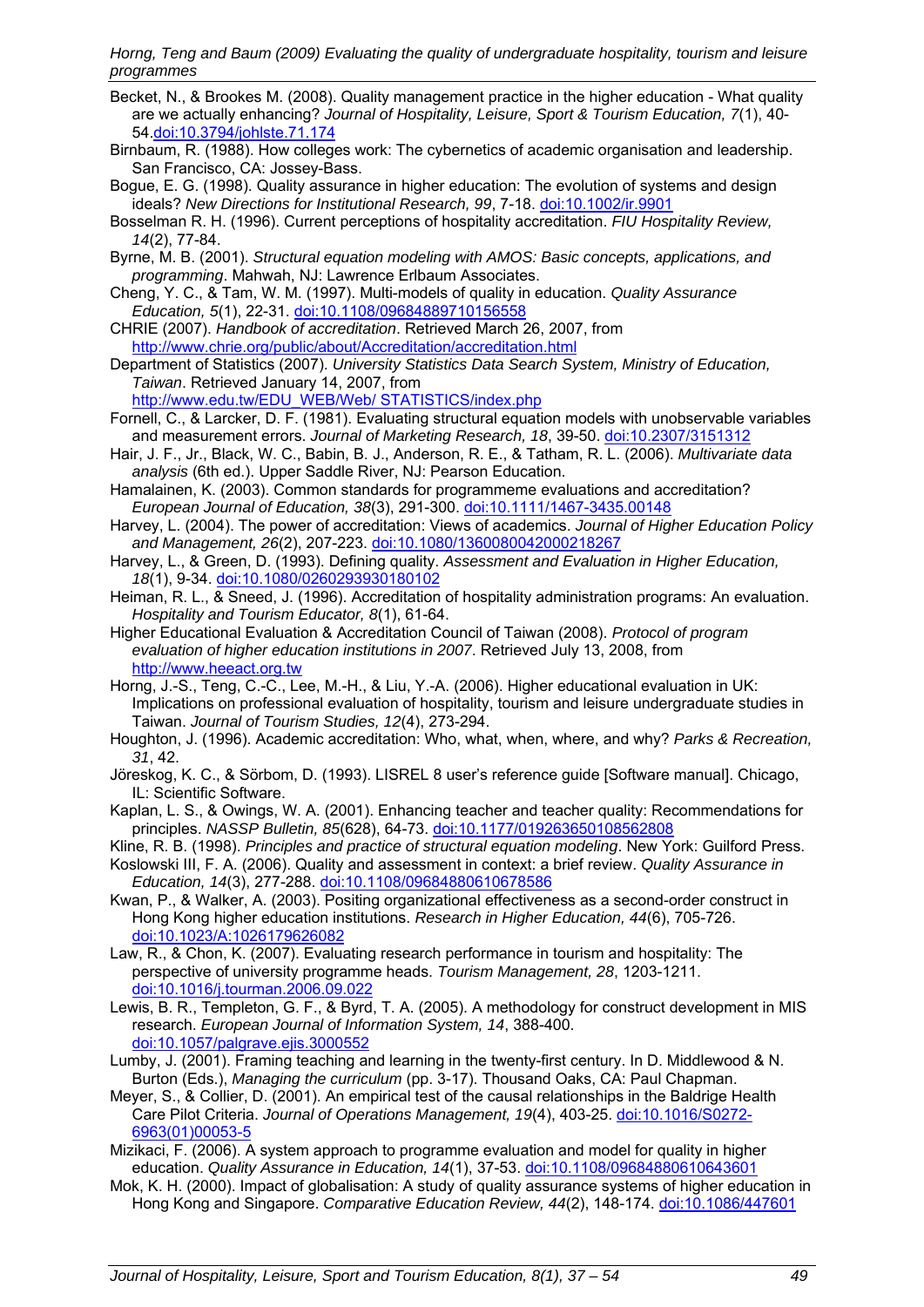Becket, N., & Brookes M. (2008). Quality management practice in the higher education - What quality are we actually enhancing? *Journal of Hospitality, Leisure, Sport & Tourism Education, 7*(1), 40-54.doi:10.3794/johlste.71.174

Birnbaum, R. (1988). How colleges work: The cybernetics of academic organisation and leadership. San Francisco, CA: Jossey-Bass.

Bogue, E. G. (1998). Quality assurance in higher education: The evolution of systems and design ideals? *New Directions for Institutional Research, 99*, 7-18. doi:10.1002/ir.9901

Bosselman R. H. (1996). Current perceptions of hospitality accreditation. *FIU Hospitality Review, 14*(2), 77-84.

Byrne, M. B. (2001). *Structural equation modeling with AMOS: Basic concepts, applications, and programming*. Mahwah, NJ: Lawrence Erlbaum Associates.

Cheng, Y. C., & Tam, W. M. (1997). Multi-models of quality in education. *Quality Assurance Education, 5*(1), 22-31. doi:10.1108/09684889710156558

CHRIE (2007). *Handbook of accreditation*. Retrieved March 26, 2007, from http://www.chrie.org/public/about/Accreditation/accreditation.html

Department of Statistics (2007). *University Statistics Data Search System, Ministry of Education, Taiwan*. Retrieved January 14, 2007, from http://www.edu.tw/EDU_WEB/Web/ STATISTICS/index.php

Fornell, C., & Larcker, D. F. (1981). Evaluating structural equation models with unobservable variables and measurement errors. *Journal of Marketing Research, 18*, 39-50. doi:10.2307/3151312

Hair, J. F., Jr., Black, W. C., Babin, B. J., Anderson, R. E., & Tatham, R. L. (2006). *Multivariate data analysis* (6th ed.). Upper Saddle River, NJ: Pearson Education.

Hamalainen, K. (2003). Common standards for programmeme evaluations and accreditation? *European Journal of Education, 38*(3), 291-300. doi:10.1111/1467-3435.00148

Harvey, L. (2004). The power of accreditation: Views of academics. *Journal of Higher Education Policy and Management, 26*(2), 207-223. doi:10.1080/1360080042000218267

Harvey, L., & Green, D. (1993). Defining quality. *Assessment and Evaluation in Higher Education, 18*(1), 9-34. doi:10.1080/0260293930180102

Heiman, R. L., & Sneed, J. (1996). Accreditation of hospitality administration programs: An evaluation. *Hospitality and Tourism Educator, 8*(1), 61-64.

Higher Educational Evaluation & Accreditation Council of Taiwan (2008). *Protocol of program evaluation of higher education institutions in 2007*. Retrieved July 13, 2008, from http://www.heeact.org.tw

Horng, J.-S., Teng, C.-C., Lee, M.-H., & Liu, Y.-A. (2006). Higher educational evaluation in UK: Implications on professional evaluation of hospitality, tourism and leisure undergraduate studies in Taiwan. *Journal of Tourism Studies, 12*(4), 273-294.

Houghton, J. (1996). Academic accreditation: Who, what, when, where, and why? *Parks & Recreation, 31*, 42.

Jöreskog, K. C., & Sörbom, D. (1993). LISREL 8 user's reference guide [Software manual]. Chicago, IL: Scientific Software.

Kaplan, L. S., & Owings, W. A. (2001). Enhancing teacher and teacher quality: Recommendations for principles. *NASSP Bulletin, 85*(628), 64-73. doi:10.1177/019263650108562808

Kline, R. B. (1998). *Principles and practice of structural equation modeling*. New York: Guilford Press.

Koslowski III, F. A. (2006). Quality and assessment in context: a brief review. *Quality Assurance in Education, 14*(3), 277-288. doi:10.1108/09684880610678586

Kwan, P., & Walker, A. (2003). Positing organizational effectiveness as a second-order construct in Hong Kong higher education institutions. *Research in Higher Education, 44*(6), 705-726. doi:10.1023/A:1026179626082

Law, R., & Chon, K. (2007). Evaluating research performance in tourism and hospitality: The perspective of university programme heads. *Tourism Management, 28*, 1203-1211. doi:10.1016/j.tourman.2006.09.022

Lewis, B. R., Templeton, G. F., & Byrd, T. A. (2005). A methodology for construct development in MIS research. *European Journal of Information System, 14*, 388-400. doi:10.1057/palgrave.ejis.3000552

Lumby, J. (2001). Framing teaching and learning in the twenty-first century. In D. Middlewood & N. Burton (Eds.), *Managing the curriculum* (pp. 3-17). Thousand Oaks, CA: Paul Chapman.

Meyer, S., & Collier, D. (2001). An empirical test of the causal relationships in the Baldrige Health Care Pilot Criteria. *Journal of Operations Management, 19*(4), 403-25. doi:10.1016/S0272-6963(01)00053-5

Mizikaci, F. (2006). A system approach to programme evaluation and model for quality in higher education. *Quality Assurance in Education, 14*(1), 37-53. doi:10.1108/09684880610643601

Mok, K. H. (2000). Impact of globalisation: A study of quality assurance systems of higher education in Hong Kong and Singapore. *Comparative Education Review, 44*(2), 148-174. doi:10.1086/447601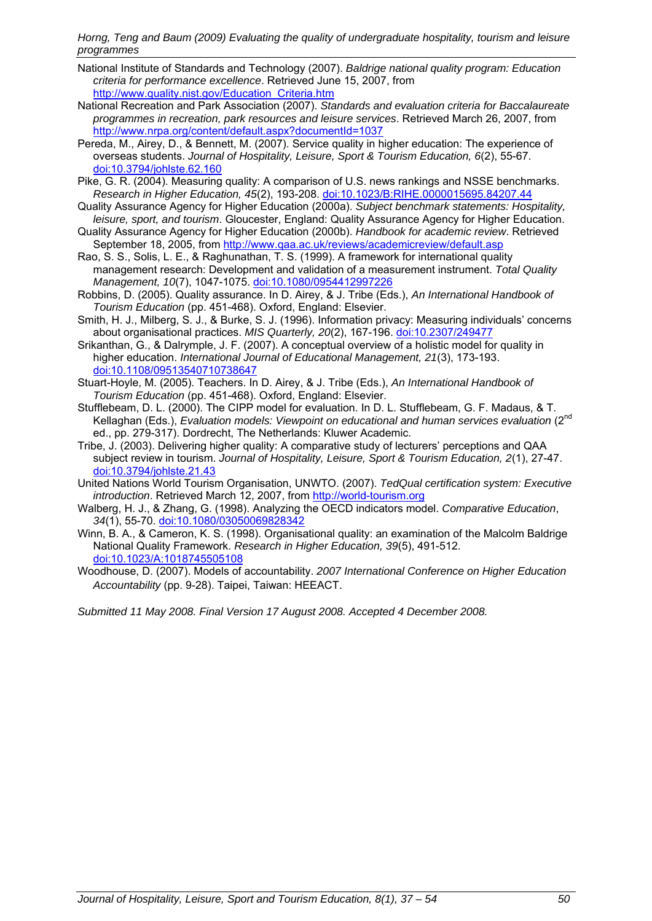National Institute of Standards and Technology (2007). *Baldrige national quality program: Education criteria for performance excellence*. Retrieved June 15, 2007, from http://www.quality.nist.gov/Education_Criteria.htm

National Recreation and Park Association (2007). *Standards and evaluation criteria for Baccalaureate programmes in recreation, park resources and leisure services*. Retrieved March 26, 2007, from http://www.nrpa.org/content/default.aspx?documentId=1037

Pereda, M., Airey, D., & Bennett, M. (2007). Service quality in higher education: The experience of overseas students. *Journal of Hospitality, Leisure, Sport & Tourism Education, 6*(2), 55-67. doi:10.3794/johlste.62.160

Pike, G. R. (2004). Measuring quality: A comparison of U.S. news rankings and NSSE benchmarks. *Research in Higher Education, 45*(2), 193-208. doi:10.1023/B:RIHE.0000015695.84207.44

Quality Assurance Agency for Higher Education (2000a). *Subject benchmark statements: Hospitality, leisure, sport, and tourism*. Gloucester, England: Quality Assurance Agency for Higher Education.

Quality Assurance Agency for Higher Education (2000b). *Handbook for academic review*. Retrieved September 18, 2005, from http://www.qaa.ac.uk/reviews/academicreview/default.asp

Rao, S. S., Solis, L. E., & Raghunathan, T. S. (1999). A framework for international quality management research: Development and validation of a measurement instrument. *Total Quality Management, 10*(7), 1047-1075. doi:10.1080/0954412997226

Robbins, D. (2005). Quality assurance. In D. Airey, & J. Tribe (Eds.), *An International Handbook of Tourism Education* (pp. 451-468). Oxford, England: Elsevier.

Smith, H. J., Milberg, S. J., & Burke, S. J. (1996). Information privacy: Measuring individuals' concerns about organisational practices. *MIS Quarterly, 20*(2), 167-196. doi:10.2307/249477

Srikanthan, G., & Dalrymple, J. F. (2007). A conceptual overview of a holistic model for quality in higher education. *International Journal of Educational Management, 21*(3), 173-193. doi:10.1108/09513540710738647

Stuart-Hoyle, M. (2005). Teachers. In D. Airey, & J. Tribe (Eds.), *An International Handbook of Tourism Education* (pp. 451-468). Oxford, England: Elsevier.

Stufflebeam, D. L. (2000). The CIPP model for evaluation. In D. L. Stufflebeam, G. F. Madaus, & T. Kellaghan (Eds.), *Evaluation models: Viewpoint on educational and human services evaluation* (2nd ed., pp. 279-317). Dordrecht, The Netherlands: Kluwer Academic.

Tribe, J. (2003). Delivering higher quality: A comparative study of lecturers' perceptions and QAA subject review in tourism. *Journal of Hospitality, Leisure, Sport & Tourism Education, 2*(1), 27-47. doi:10.3794/johlste.21.43

United Nations World Tourism Organisation, UNWTO. (2007). *TedQual certification system: Executive introduction*. Retrieved March 12, 2007, from http://world-tourism.org

Walberg, H. J., & Zhang, G. (1998). Analyzing the OECD indicators model. *Comparative Education*, *34*(1), 55-70. doi:10.1080/03050069828342

Winn, B. A., & Cameron, K. S. (1998). Organisational quality: an examination of the Malcolm Baldrige National Quality Framework. *Research in Higher Education, 39*(5), 491-512. doi:10.1023/A:1018745505108

Woodhouse, D. (2007). Models of accountability. *2007 International Conference on Higher Education Accountability* (pp. 9-28). Taipei, Taiwan: HEEACT.

*Submitted 11 May 2008. Final Version 17 August 2008. Accepted 4 December 2008.*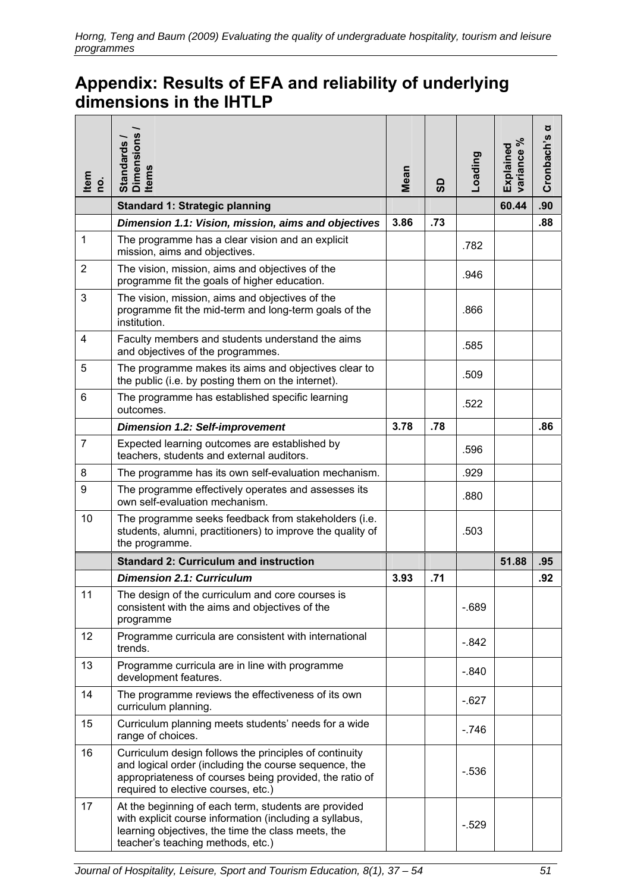## Appendix: Results of EFA and reliability of underlying dimensions in the IHTLP

| Item no. | Standards / Dimensions / Items | Mean | SD | Loading | Explained variance % | Cronbach's α |
|---|---|---|---|---|---|---|
| | **Standard 1: Strategic planning** | | | | **60.44** | **.90** |
| | ***Dimension 1.1: Vision, mission, aims and objectives*** | **3.86** | **.73** | | | **.88** |
| 1 | The programme has a clear vision and an explicit mission, aims and objectives. | | | .782 | | |
| 2 | The vision, mission, aims and objectives of the programme fit the goals of higher education. | | | .946 | | |
| 3 | The vision, mission, aims and objectives of the programme fit the mid-term and long-term goals of the institution. | | | .866 | | |
| 4 | Faculty members and students understand the aims and objectives of the programmes. | | | .585 | | |
| 5 | The programme makes its aims and objectives clear to the public (i.e. by posting them on the internet). | | | .509 | | |
| 6 | The programme has established specific learning outcomes. | | | .522 | | |
| | ***Dimension 1.2: Self-improvement*** | **3.78** | **.78** | | | **.86** |
| 7 | Expected learning outcomes are established by teachers, students and external auditors. | | | .596 | | |
| 8 | The programme has its own self-evaluation mechanism. | | | .929 | | |
| 9 | The programme effectively operates and assesses its own self-evaluation mechanism. | | | .880 | | |
| 10 | The programme seeks feedback from stakeholders (i.e. students, alumni, practitioners) to improve the quality of the programme. | | | .503 | | |
| | **Standard 2: Curriculum and instruction** | | | | **51.88** | **.95** |
| | ***Dimension 2.1: Curriculum*** | **3.93** | **.71** | | | **.92** |
| 11 | The design of the curriculum and core courses is consistent with the aims and objectives of the programme | | | -.689 | | |
| 12 | Programme curricula are consistent with international trends. | | | -.842 | | |
| 13 | Programme curricula are in line with programme development features. | | | -.840 | | |
| 14 | The programme reviews the effectiveness of its own curriculum planning. | | | -.627 | | |
| 15 | Curriculum planning meets students' needs for a wide range of choices. | | | -.746 | | |
| 16 | Curriculum design follows the principles of continuity and logical order (including the course sequence, the appropriateness of courses being provided, the ratio of required to elective courses, etc.) | | | -.536 | | |
| 17 | At the beginning of each term, students are provided with explicit course information (including a syllabus, learning objectives, the time the class meets, the teacher's teaching methods, etc.) | | | -.529 | | |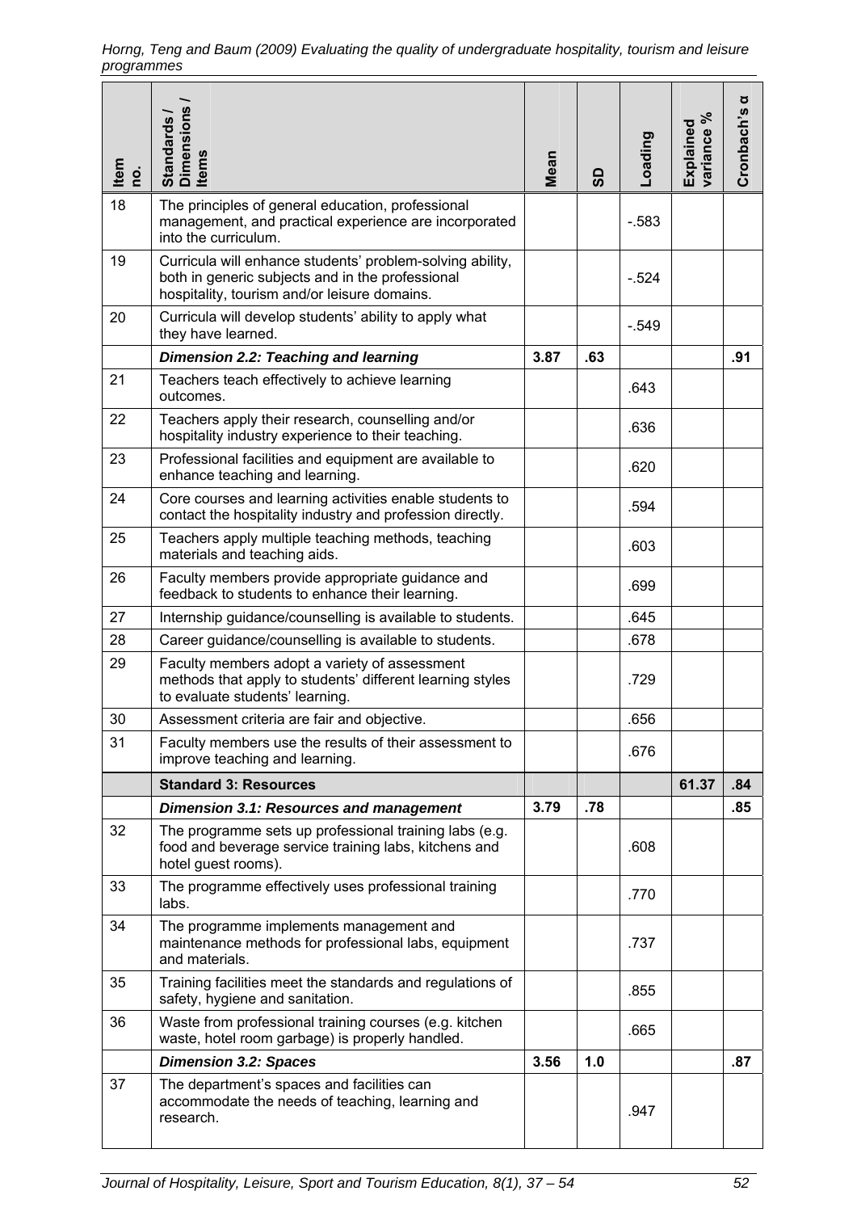| Item no. | Standards / Dimensions / Items | Mean | SD | Loading | Explained variance % | Cronbach's α |
|---|---|---|---|---|---|---|
| 18 | The principles of general education, professional management, and practical experience are incorporated into the curriculum. | | | -.583 | | |
| 19 | Curricula will enhance students' problem-solving ability, both in generic subjects and in the professional hospitality, tourism and/or leisure domains. | | | -.524 | | |
| 20 | Curricula will develop students' ability to apply what they have learned. | | | -.549 | | |
| | ***Dimension 2.2: Teaching and learning*** | **3.87** | **.63** | | | **.91** |
| 21 | Teachers teach effectively to achieve learning outcomes. | | | .643 | | |
| 22 | Teachers apply their research, counselling and/or hospitality industry experience to their teaching. | | | .636 | | |
| 23 | Professional facilities and equipment are available to enhance teaching and learning. | | | .620 | | |
| 24 | Core courses and learning activities enable students to contact the hospitality industry and profession directly. | | | .594 | | |
| 25 | Teachers apply multiple teaching methods, teaching materials and teaching aids. | | | .603 | | |
| 26 | Faculty members provide appropriate guidance and feedback to students to enhance their learning. | | | .699 | | |
| 27 | Internship guidance/counselling is available to students. | | | .645 | | |
| 28 | Career guidance/counselling is available to students. | | | .678 | | |
| 29 | Faculty members adopt a variety of assessment methods that apply to students' different learning styles to evaluate students' learning. | | | .729 | | |
| 30 | Assessment criteria are fair and objective. | | | .656 | | |
| 31 | Faculty members use the results of their assessment to improve teaching and learning. | | | .676 | | |
| | **Standard 3: Resources** | | | | **61.37** | **.84** |
| | ***Dimension 3.1: Resources and management*** | **3.79** | **.78** | | | **.85** |
| 32 | The programme sets up professional training labs (e.g. food and beverage service training labs, kitchens and hotel guest rooms). | | | .608 | | |
| 33 | The programme effectively uses professional training labs. | | | .770 | | |
| 34 | The programme implements management and maintenance methods for professional labs, equipment and materials. | | | .737 | | |
| 35 | Training facilities meet the standards and regulations of safety, hygiene and sanitation. | | | .855 | | |
| 36 | Waste from professional training courses (e.g. kitchen waste, hotel room garbage) is properly handled. | | | .665 | | |
| | ***Dimension 3.2: Spaces*** | **3.56** | **1.0** | | | **.87** |
| 37 | The department's spaces and facilities can accommodate the needs of teaching, learning and research. | | | .947 | | |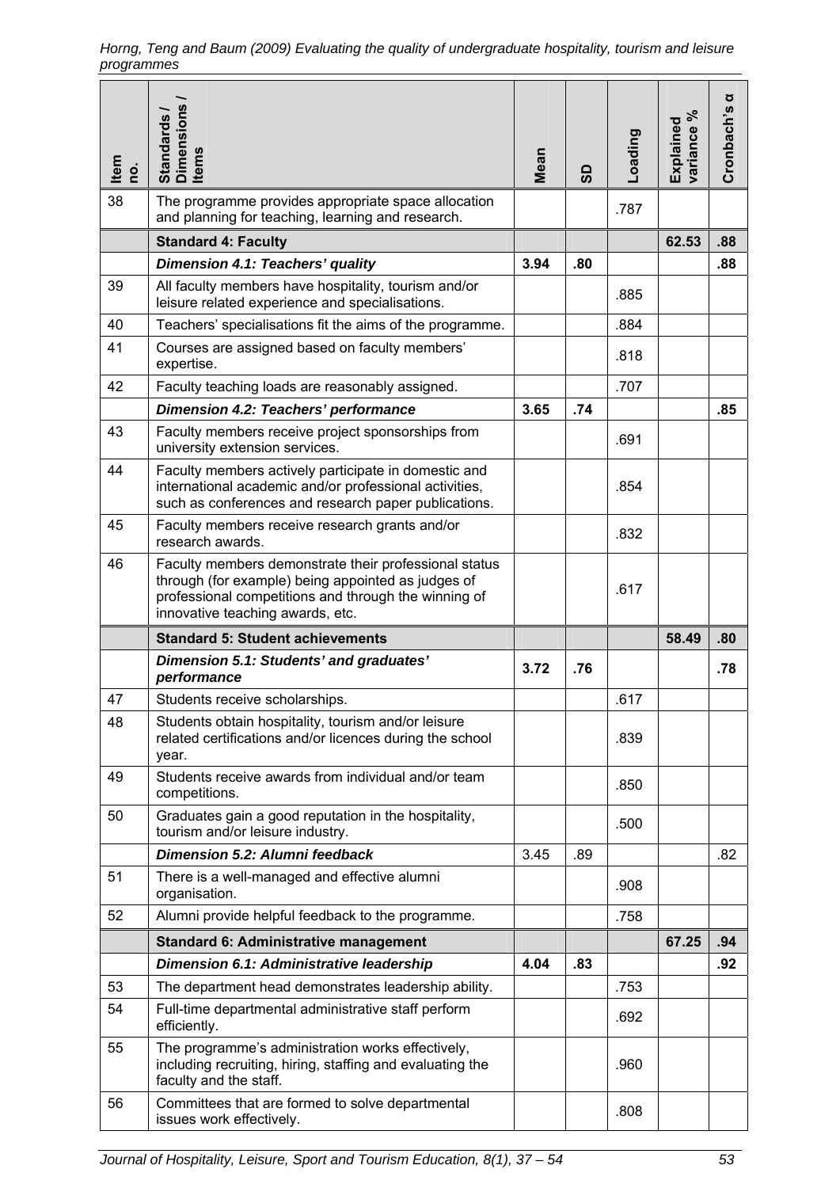| Item no. | Standards / Dimensions / Items | Mean | SD | Loading | Explained variance % | Cronbach's α |
|---|---|---|---|---|---|---|
| 38 | The programme provides appropriate space allocation and planning for teaching, learning and research. | | | .787 | | |
| | **Standard 4: Faculty** | | | | **62.53** | **.88** |
| | ***Dimension 4.1: Teachers' quality*** | **3.94** | **.80** | | | **.88** |
| 39 | All faculty members have hospitality, tourism and/or leisure related experience and specialisations. | | | .885 | | |
| 40 | Teachers' specialisations fit the aims of the programme. | | | .884 | | |
| 41 | Courses are assigned based on faculty members' expertise. | | | .818 | | |
| 42 | Faculty teaching loads are reasonably assigned. | | | .707 | | |
| | ***Dimension 4.2: Teachers' performance*** | **3.65** | **.74** | | | **.85** |
| 43 | Faculty members receive project sponsorships from university extension services. | | | .691 | | |
| 44 | Faculty members actively participate in domestic and international academic and/or professional activities, such as conferences and research paper publications. | | | .854 | | |
| 45 | Faculty members receive research grants and/or research awards. | | | .832 | | |
| 46 | Faculty members demonstrate their professional status through (for example) being appointed as judges of professional competitions and through the winning of innovative teaching awards, etc. | | | .617 | | |
| | **Standard 5: Student achievements** | | | | **58.49** | **.80** |
| | ***Dimension 5.1: Students' and graduates' performance*** | **3.72** | **.76** | | | **.78** |
| 47 | Students receive scholarships. | | | .617 | | |
| 48 | Students obtain hospitality, tourism and/or leisure related certifications and/or licences during the school year. | | | .839 | | |
| 49 | Students receive awards from individual and/or team competitions. | | | .850 | | |
| 50 | Graduates gain a good reputation in the hospitality, tourism and/or leisure industry. | | | .500 | | |
| | ***Dimension 5.2: Alumni feedback*** | 3.45 | .89 | | | .82 |
| 51 | There is a well-managed and effective alumni organisation. | | | .908 | | |
| 52 | Alumni provide helpful feedback to the programme. | | | .758 | | |
| | **Standard 6: Administrative management** | | | | **67.25** | **.94** |
| | ***Dimension 6.1: Administrative leadership*** | **4.04** | **.83** | | | **.92** |
| 53 | The department head demonstrates leadership ability. | | | .753 | | |
| 54 | Full-time departmental administrative staff perform efficiently. | | | .692 | | |
| 55 | The programme's administration works effectively, including recruiting, hiring, staffing and evaluating the faculty and the staff. | | | .960 | | |
| 56 | Committees that are formed to solve departmental issues work effectively. | | | .808 | | |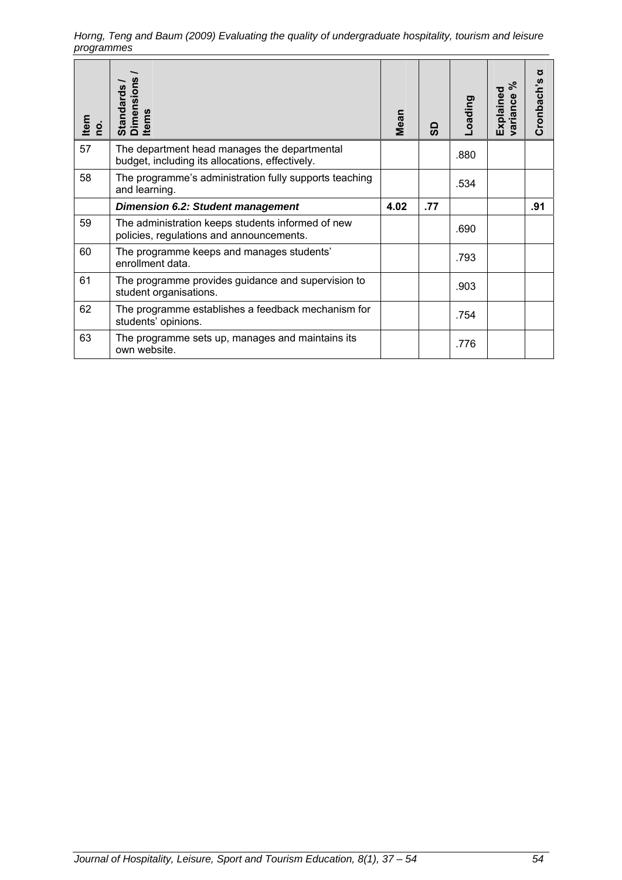| Item no. | Standards / Dimensions / Items | Mean | SD | Loading | Explained variance % | Cronbach's α |
|---|---|---|---|---|---|---|
| 57 | The department head manages the departmental budget, including its allocations, effectively. | | | .880 | | |
| 58 | The programme's administration fully supports teaching and learning. | | | .534 | | |
| | ***Dimension 6.2: Student management*** | **4.02** | **.77** | | | **.91** |
| 59 | The administration keeps students informed of new policies, regulations and announcements. | | | .690 | | |
| 60 | The programme keeps and manages students' enrollment data. | | | .793 | | |
| 61 | The programme provides guidance and supervision to student organisations. | | | .903 | | |
| 62 | The programme establishes a feedback mechanism for students' opinions. | | | .754 | | |
| 63 | The programme sets up, manages and maintains its own website. | | | .776 | | |